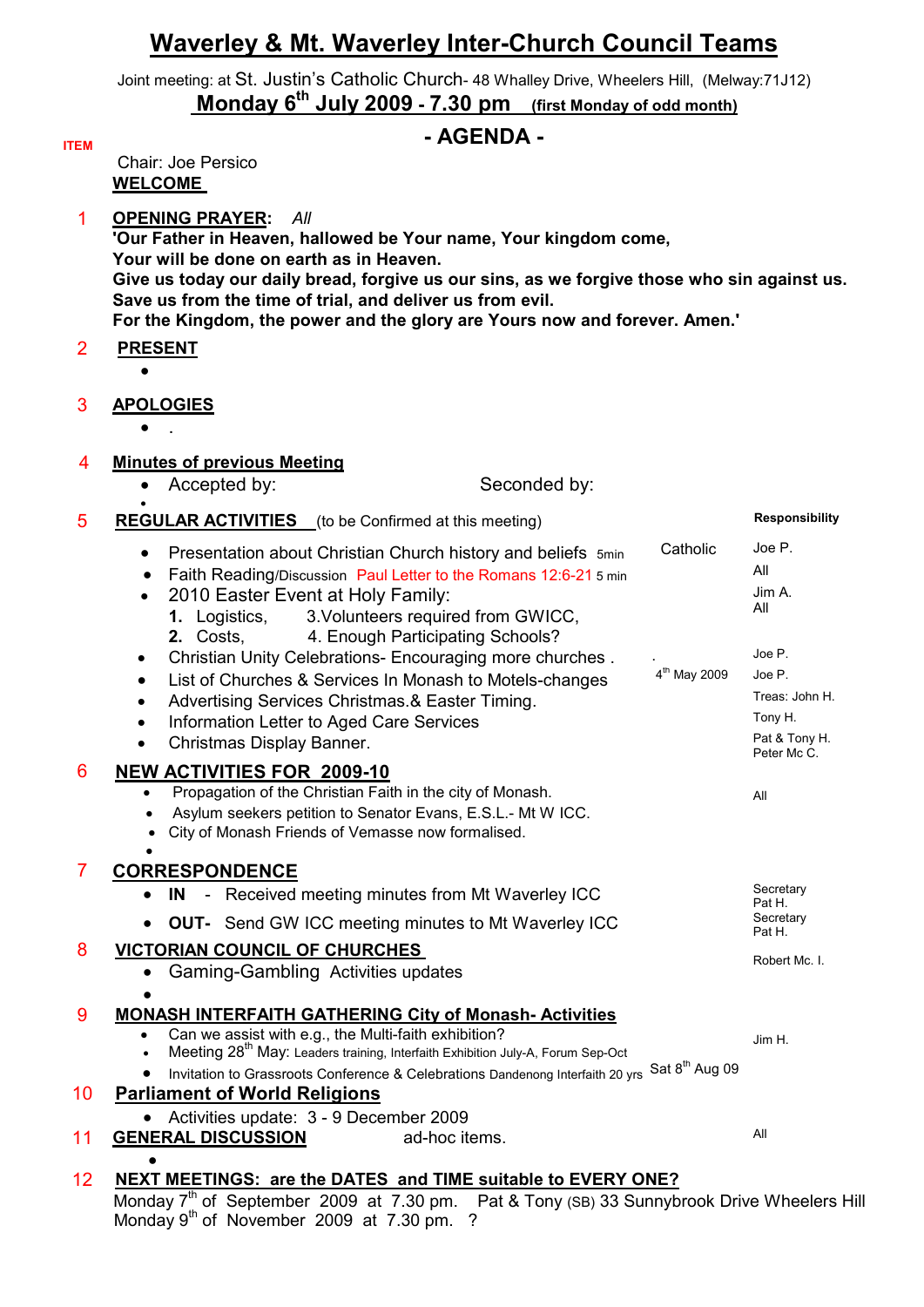# Waverley & Mt. Waverley Inter-Church Council Teams

Joint meeting: at St. Justin's Catholic Church- 48 Whalley Drive, Wheelers Hill, (Melway:71J12)

**Monday 6th July 2009 - 7.30 pm** **(first Monday of odd month)**

## - AGENDA -

**ITEM**

Chair: Joe Persico

**WELCOME**

1 **OPENING PRAYER:** *All*

**'Our Father in Heaven, hallowed be Your name, Your kingdom come,**
**Your will be done on earth as in Heaven.**
**Give us today our daily bread, forgive us our sins, as we forgive those who sin against us.**
**Save us from the time of trial, and deliver us from evil.**
**For the Kingdom, the power and the glory are Yours now and forever. Amen.'**

2 **PRESENT**

-

3 **APOLOGIES**

- .

4 **Minutes of previous Meeting**

- Accepted by: Seconded by:
-

5 **REGULAR ACTIVITIES** (to be Confirmed at this meeting) — **Responsibility**

- Presentation about Christian Church history and beliefs 5min — Catholic — Joe P.
- Faith Reading/Discussion Paul Letter to the Romans 12:6-21 5 min — All
- 2010 Easter Event at Holy Family: — Jim A. / All
  1. Logistics, 3. Volunteers required from GWICC,
  2. Costs, 4. Enough Participating Schools?
- Christian Unity Celebrations- Encouraging more churches . — Joe P.
- List of Churches & Services In Monash to Motels-changes — 4th May 2009 — Joe P.
- Advertising Services Christmas.& Easter Timing. — Treas: John H.
- Information Letter to Aged Care Services — Tony H.
- Christmas Display Banner. — Pat & Tony H. / Peter Mc C.

6 **NEW ACTIVITIES FOR 2009-10**

- Propagation of the Christian Faith in the city of Monash. — All
- Asylum seekers petition to Senator Evans, E.S.L.- Mt W ICC.
- City of Monash Friends of Vemasse now formalised.
-

7 **CORRESPONDENCE**

- **IN** - Received meeting minutes from Mt Waverley ICC — Secretary Pat H.
- **OUT-** Send GW ICC meeting minutes to Mt Waverley ICC — Secretary Pat H.

8 **VICTORIAN COUNCIL OF CHURCHES**

- Gaming-Gambling Activities updates — Robert Mc. I.
-

9 **MONASH INTERFAITH GATHERING City of Monash- Activities**

- Can we assist with e.g., the Multi-faith exhibition? — Jim H.
- Meeting 28th May: Leaders training, Interfaith Exhibition July-A, Forum Sep-Oct
- Invitation to Grassroots Conference & Celebrations Dandenong Interfaith 20 yrs — Sat 8th Aug 09

10 **Parliament of World Religions**

- Activities update: 3 - 9 December 2009

11 **GENERAL DISCUSSION** ad-hoc items. — All

-

12 **NEXT MEETINGS: are the DATES and TIME suitable to EVERY ONE?**

Monday 7th of September 2009 at 7.30 pm. Pat & Tony (SB) 33 Sunnybrook Drive Wheelers Hill
Monday 9th of November 2009 at 7.30 pm. ?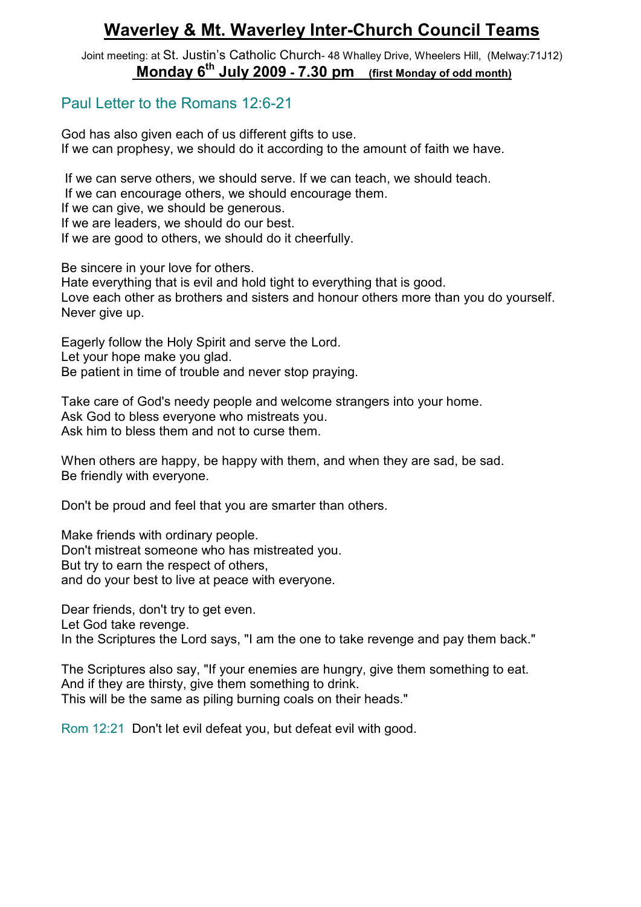# Waverley & Mt. Waverley Inter-Church Council Teams

Joint meeting: at St. Justin's Catholic Church- 48 Whalley Drive, Wheelers Hill, (Melway:71J12)

**Monday 6th July 2009 - 7.30 pm (first Monday of odd month)**

## Paul Letter to the Romans 12:6-21

God has also given each of us different gifts to use.
If we can prophesy, we should do it according to the amount of faith we have.

If we can serve others, we should serve. If we can teach, we should teach.
If we can encourage others, we should encourage them.
If we can give, we should be generous.
If we are leaders, we should do our best.
If we are good to others, we should do it cheerfully.

Be sincere in your love for others.
Hate everything that is evil and hold tight to everything that is good.
Love each other as brothers and sisters and honour others more than you do yourself.
Never give up.

Eagerly follow the Holy Spirit and serve the Lord.
Let your hope make you glad.
Be patient in time of trouble and never stop praying.

Take care of God's needy people and welcome strangers into your home.
Ask God to bless everyone who mistreats you.
Ask him to bless them and not to curse them.

When others are happy, be happy with them, and when they are sad, be sad.
Be friendly with everyone.

Don't be proud and feel that you are smarter than others.

Make friends with ordinary people.
Don't mistreat someone who has mistreated you.
But try to earn the respect of others,
and do your best to live at peace with everyone.

Dear friends, don't try to get even.
Let God take revenge.
In the Scriptures the Lord says, "I am the one to take revenge and pay them back."

The Scriptures also say, "If your enemies are hungry, give them something to eat.
And if they are thirsty, give them something to drink.
This will be the same as piling burning coals on their heads."

Rom 12:21 Don't let evil defeat you, but defeat evil with good.